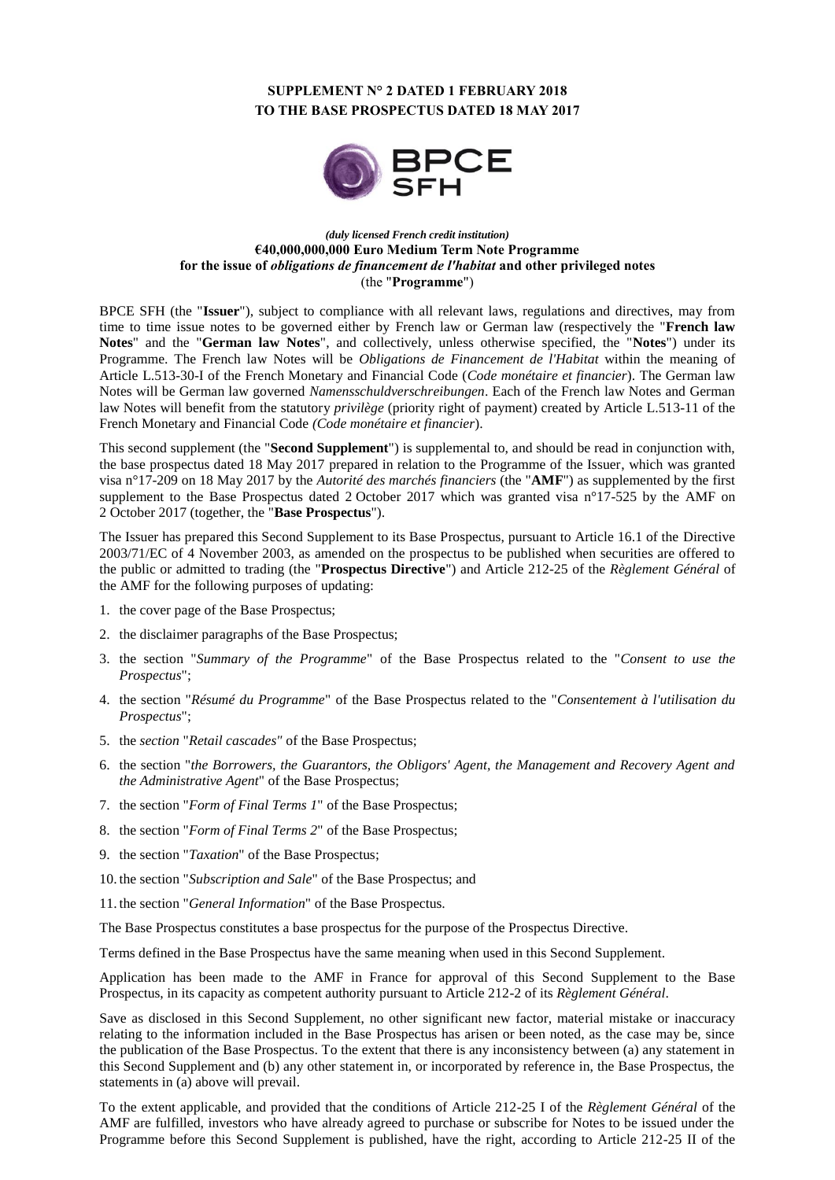# SUPPLEMENT N° 2 DATED 1 FEBRUARY 2018
# TO THE BASE PROSPECTUS DATED 18 MAY 2017

BPCE SFH

*(duly licensed French credit institution)*

**€40,000,000,000 Euro Medium Term Note Programme**
**for the issue of *obligations de financement de l'habitat* and other privileged notes**
(the "**Programme**")

BPCE SFH (the "**Issuer**"), subject to compliance with all relevant laws, regulations and directives, may from time to time issue notes to be governed either by French law or German law (respectively the "**French law Notes**" and the "**German law Notes**", and collectively, unless otherwise specified, the "**Notes**") under its Programme. The French law Notes will be *Obligations de Financement de l'Habitat* within the meaning of Article L.513-30-I of the French Monetary and Financial Code (*Code monétaire et financier*). The German law Notes will be German law governed *Namensschuldverschreibungen*. Each of the French law Notes and German law Notes will benefit from the statutory *privilège* (priority right of payment) created by Article L.513-11 of the French Monetary and Financial Code *(Code monétaire et financier*).

This second supplement (the "**Second Supplement**") is supplemental to, and should be read in conjunction with, the base prospectus dated 18 May 2017 prepared in relation to the Programme of the Issuer, which was granted visa n°17-209 on 18 May 2017 by the *Autorité des marchés financiers* (the "**AMF**") as supplemented by the first supplement to the Base Prospectus dated 2 October 2017 which was granted visa n°17-525 by the AMF on 2 October 2017 (together, the "**Base Prospectus**").

The Issuer has prepared this Second Supplement to its Base Prospectus, pursuant to Article 16.1 of the Directive 2003/71/EC of 4 November 2003, as amended on the prospectus to be published when securities are offered to the public or admitted to trading (the "**Prospectus Directive**") and Article 212-25 of the *Règlement Général* of the AMF for the following purposes of updating:

1. the cover page of the Base Prospectus;
2. the disclaimer paragraphs of the Base Prospectus;
3. the section "*Summary of the Programme*" of the Base Prospectus related to the "*Consent to use the Prospectus*";
4. the section "*Résumé du Programme*" of the Base Prospectus related to the "*Consentement à l'utilisation du Prospectus*";
5. the *section* "*Retail cascades"* of the Base Prospectus;
6. the section "*the Borrowers, the Guarantors, the Obligors' Agent, the Management and Recovery Agent and the Administrative Agent*" of the Base Prospectus;
7. the section "*Form of Final Terms 1*" of the Base Prospectus;
8. the section "*Form of Final Terms 2*" of the Base Prospectus;
9. the section "*Taxation*" of the Base Prospectus;
10. the section "*Subscription and Sale*" of the Base Prospectus; and
11. the section "*General Information*" of the Base Prospectus.

The Base Prospectus constitutes a base prospectus for the purpose of the Prospectus Directive.

Terms defined in the Base Prospectus have the same meaning when used in this Second Supplement.

Application has been made to the AMF in France for approval of this Second Supplement to the Base Prospectus, in its capacity as competent authority pursuant to Article 212-2 of its *Règlement Général*.

Save as disclosed in this Second Supplement, no other significant new factor, material mistake or inaccuracy relating to the information included in the Base Prospectus has arisen or been noted, as the case may be, since the publication of the Base Prospectus. To the extent that there is any inconsistency between (a) any statement in this Second Supplement and (b) any other statement in, or incorporated by reference in, the Base Prospectus, the statements in (a) above will prevail.

To the extent applicable, and provided that the conditions of Article 212-25 I of the *Règlement Général* of the AMF are fulfilled, investors who have already agreed to purchase or subscribe for Notes to be issued under the Programme before this Second Supplement is published, have the right, according to Article 212-25 II of the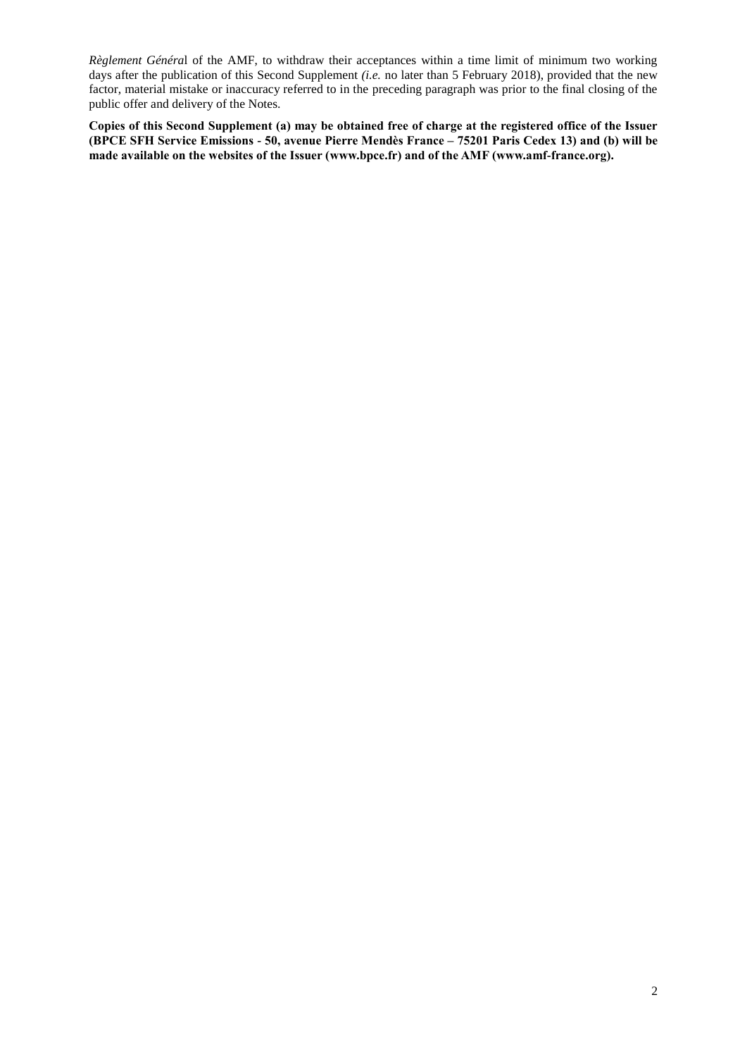*Règlement Général* of the AMF, to withdraw their acceptances within a time limit of minimum two working days after the publication of this Second Supplement *(i.e.* no later than 5 February 2018), provided that the new factor, material mistake or inaccuracy referred to in the preceding paragraph was prior to the final closing of the public offer and delivery of the Notes.

**Copies of this Second Supplement (a) may be obtained free of charge at the registered office of the Issuer (BPCE SFH Service Emissions - 50, avenue Pierre Mendès France – 75201 Paris Cedex 13) and (b) will be made available on the websites of the Issuer (www.bpce.fr) and of the AMF (www.amf-france.org).**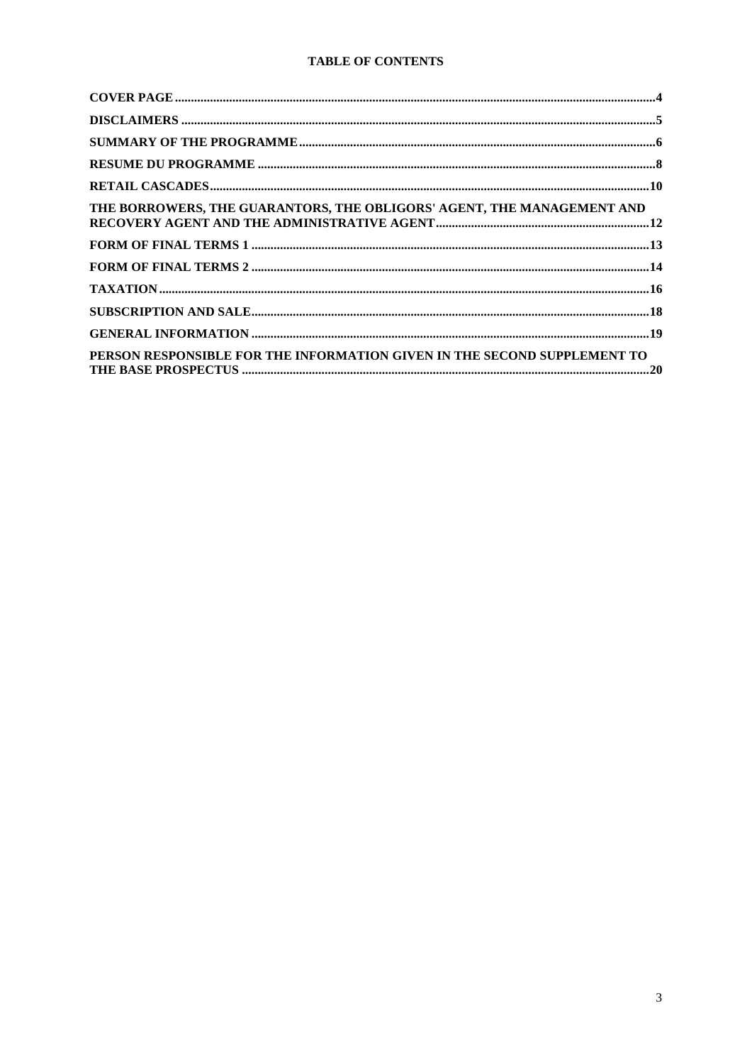**TABLE OF CONTENTS**

| | |
|---|---|
| **COVER PAGE** | **4** |
| **DISCLAIMERS** | **5** |
| **SUMMARY OF THE PROGRAMME** | **6** |
| **RESUME DU PROGRAMME** | **8** |
| **RETAIL CASCADES** | **10** |
| **THE BORROWERS, THE GUARANTORS, THE OBLIGORS' AGENT, THE MANAGEMENT AND RECOVERY AGENT AND THE ADMINISTRATIVE AGENT** | **12** |
| **FORM OF FINAL TERMS 1** | **13** |
| **FORM OF FINAL TERMS 2** | **14** |
| **TAXATION** | **16** |
| **SUBSCRIPTION AND SALE** | **18** |
| **GENERAL INFORMATION** | **19** |
| **PERSON RESPONSIBLE FOR THE INFORMATION GIVEN IN THE SECOND SUPPLEMENT TO THE BASE PROSPECTUS** | **20** |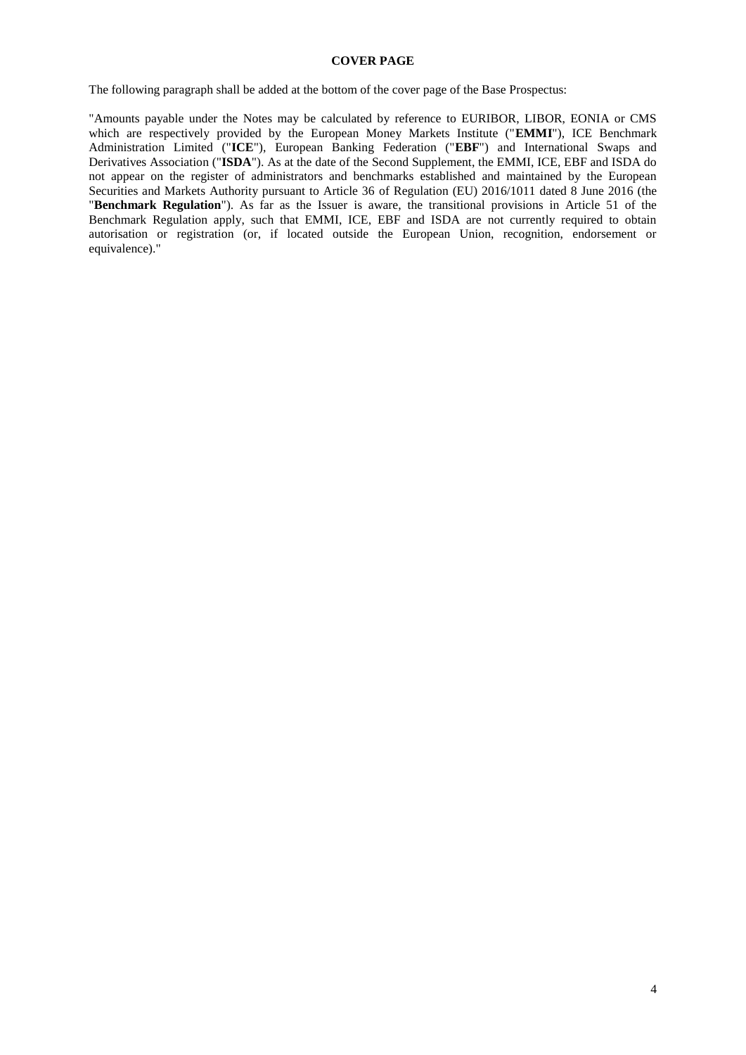## COVER PAGE

The following paragraph shall be added at the bottom of the cover page of the Base Prospectus:

"Amounts payable under the Notes may be calculated by reference to EURIBOR, LIBOR, EONIA or CMS which are respectively provided by the European Money Markets Institute ("**EMMI**"), ICE Benchmark Administration Limited ("**ICE**"), European Banking Federation ("**EBF**") and International Swaps and Derivatives Association ("**ISDA**"). As at the date of the Second Supplement, the EMMI, ICE, EBF and ISDA do not appear on the register of administrators and benchmarks established and maintained by the European Securities and Markets Authority pursuant to Article 36 of Regulation (EU) 2016/1011 dated 8 June 2016 (the "**Benchmark Regulation**"). As far as the Issuer is aware, the transitional provisions in Article 51 of the Benchmark Regulation apply, such that EMMI, ICE, EBF and ISDA are not currently required to obtain autorisation or registration (or, if located outside the European Union, recognition, endorsement or equivalence)."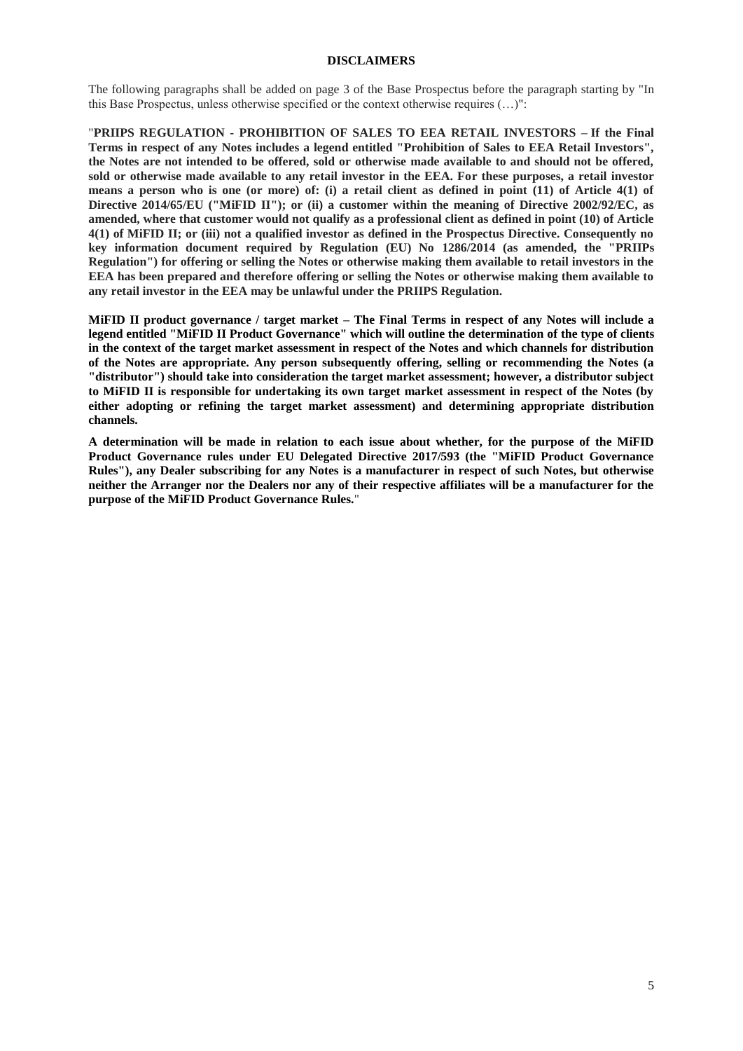## DISCLAIMERS

The following paragraphs shall be added on page 3 of the Base Prospectus before the paragraph starting by "In this Base Prospectus, unless otherwise specified or the context otherwise requires (…)":

"**PRIIPS REGULATION - PROHIBITION OF SALES TO EEA RETAIL INVESTORS – If the Final Terms in respect of any Notes includes a legend entitled "Prohibition of Sales to EEA Retail Investors", the Notes are not intended to be offered, sold or otherwise made available to and should not be offered, sold or otherwise made available to any retail investor in the EEA. For these purposes, a retail investor means a person who is one (or more) of: (i) a retail client as defined in point (11) of Article 4(1) of Directive 2014/65/EU ("MiFID II"); or (ii) a customer within the meaning of Directive 2002/92/EC, as amended, where that customer would not qualify as a professional client as defined in point (10) of Article 4(1) of MiFID II; or (iii) not a qualified investor as defined in the Prospectus Directive. Consequently no key information document required by Regulation (EU) No 1286/2014 (as amended, the "PRIIPs Regulation") for offering or selling the Notes or otherwise making them available to retail investors in the EEA has been prepared and therefore offering or selling the Notes or otherwise making them available to any retail investor in the EEA may be unlawful under the PRIIPS Regulation.**

**MiFID II product governance / target market – The Final Terms in respect of any Notes will include a legend entitled "MiFID II Product Governance" which will outline the determination of the type of clients in the context of the target market assessment in respect of the Notes and which channels for distribution of the Notes are appropriate. Any person subsequently offering, selling or recommending the Notes (a "distributor") should take into consideration the target market assessment; however, a distributor subject to MiFID II is responsible for undertaking its own target market assessment in respect of the Notes (by either adopting or refining the target market assessment) and determining appropriate distribution channels.**

**A determination will be made in relation to each issue about whether, for the purpose of the MiFID Product Governance rules under EU Delegated Directive 2017/593 (the "MiFID Product Governance Rules"), any Dealer subscribing for any Notes is a manufacturer in respect of such Notes, but otherwise neither the Arranger nor the Dealers nor any of their respective affiliates will be a manufacturer for the purpose of the MiFID Product Governance Rules.**"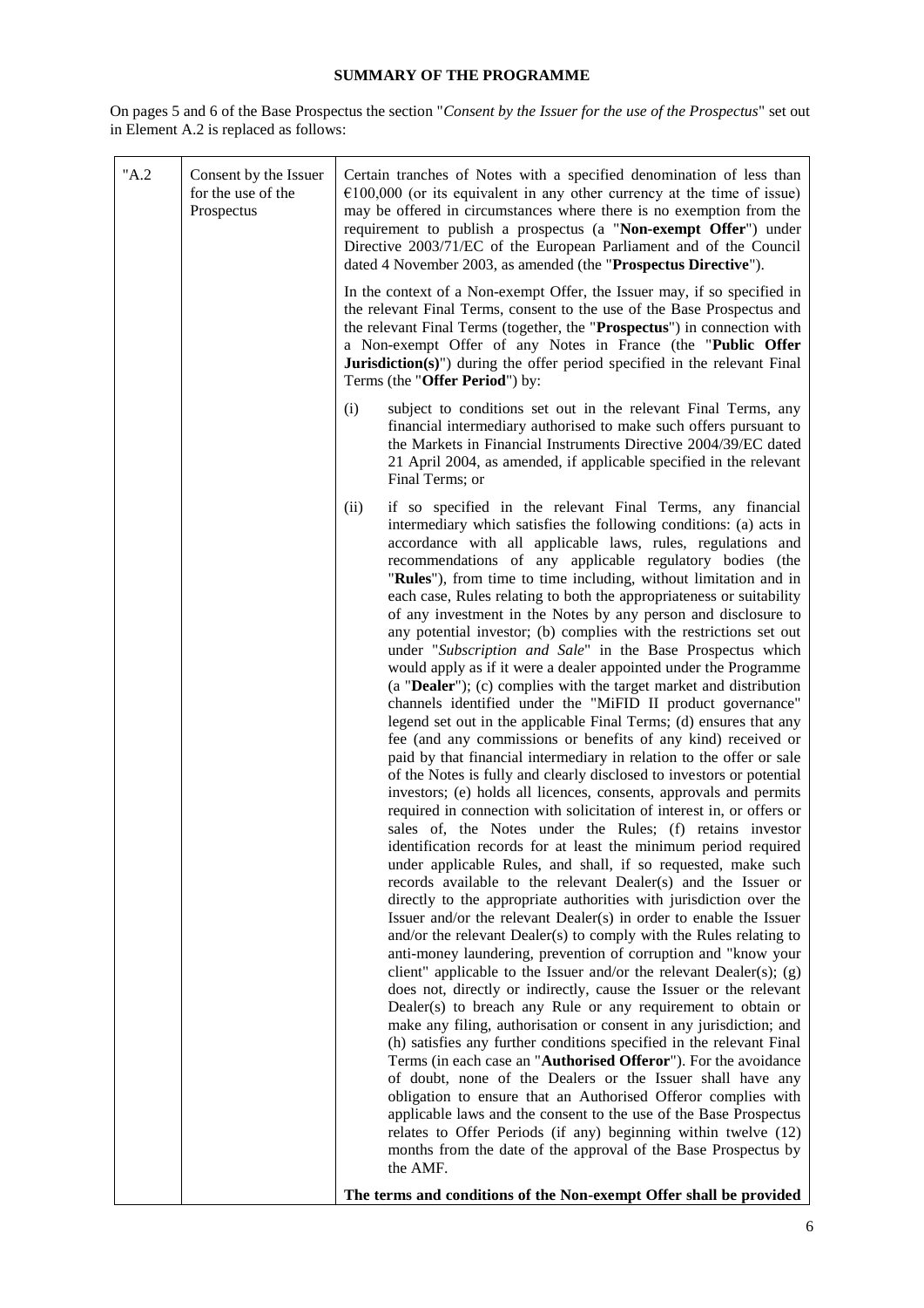**SUMMARY OF THE PROGRAMME**

On pages 5 and 6 of the Base Prospectus the section "*Consent by the Issuer for the use of the Prospectus*" set out in Element A.2 is replaced as follows:

| "A.2 | Consent by the Issuer for the use of the Prospectus | Certain tranches of Notes with a specified denomination of less than €100,000 (or its equivalent in any other currency at the time of issue) may be offered in circumstances where there is no exemption from the requirement to publish a prospectus (a "**Non-exempt Offer**") under Directive 2003/71/EC of the European Parliament and of the Council dated 4 November 2003, as amended (the "**Prospectus Directive**").<br><br>In the context of a Non-exempt Offer, the Issuer may, if so specified in the relevant Final Terms, consent to the use of the Base Prospectus and the relevant Final Terms (together, the "**Prospectus**") in connection with a Non-exempt Offer of any Notes in France (the "**Public Offer Jurisdiction(s)**") during the offer period specified in the relevant Final Terms (the "**Offer Period**") by:<br><br>(i) subject to conditions set out in the relevant Final Terms, any financial intermediary authorised to make such offers pursuant to the Markets in Financial Instruments Directive 2004/39/EC dated 21 April 2004, as amended, if applicable specified in the relevant Final Terms; or<br><br>(ii) if so specified in the relevant Final Terms, any financial intermediary which satisfies the following conditions: (a) acts in accordance with all applicable laws, rules, regulations and recommendations of any applicable regulatory bodies (the "**Rules**"), from time to time including, without limitation and in each case, Rules relating to both the appropriateness or suitability of any investment in the Notes by any person and disclosure to any potential investor; (b) complies with the restrictions set out under "*Subscription and Sale*" in the Base Prospectus which would apply as if it were a dealer appointed under the Programme (a "**Dealer**"); (c) complies with the target market and distribution channels identified under the "MiFID II product governance" legend set out in the applicable Final Terms; (d) ensures that any fee (and any commissions or benefits of any kind) received or paid by that financial intermediary in relation to the offer or sale of the Notes is fully and clearly disclosed to investors or potential investors; (e) holds all licences, consents, approvals and permits required in connection with solicitation of interest in, or offers or sales of, the Notes under the Rules; (f) retains investor identification records for at least the minimum period required under applicable Rules, and shall, if so requested, make such records available to the relevant Dealer(s) and the Issuer or directly to the appropriate authorities with jurisdiction over the Issuer and/or the relevant Dealer(s) in order to enable the Issuer and/or the relevant Dealer(s) to comply with the Rules relating to anti-money laundering, prevention of corruption and "know your client" applicable to the Issuer and/or the relevant Dealer(s); (g) does not, directly or indirectly, cause the Issuer or the relevant Dealer(s) to breach any Rule or any requirement to obtain or make any filing, authorisation or consent in any jurisdiction; and (h) satisfies any further conditions specified in the relevant Final Terms (in each case an "**Authorised Offeror**"). For the avoidance of doubt, none of the Dealers or the Issuer shall have any obligation to ensure that an Authorised Offeror complies with applicable laws and the consent to the use of the Base Prospectus relates to Offer Periods (if any) beginning within twelve (12) months from the date of the approval of the Base Prospectus by the AMF.<br><br>**The terms and conditions of the Non-exempt Offer shall be provided** |
|---|---|---|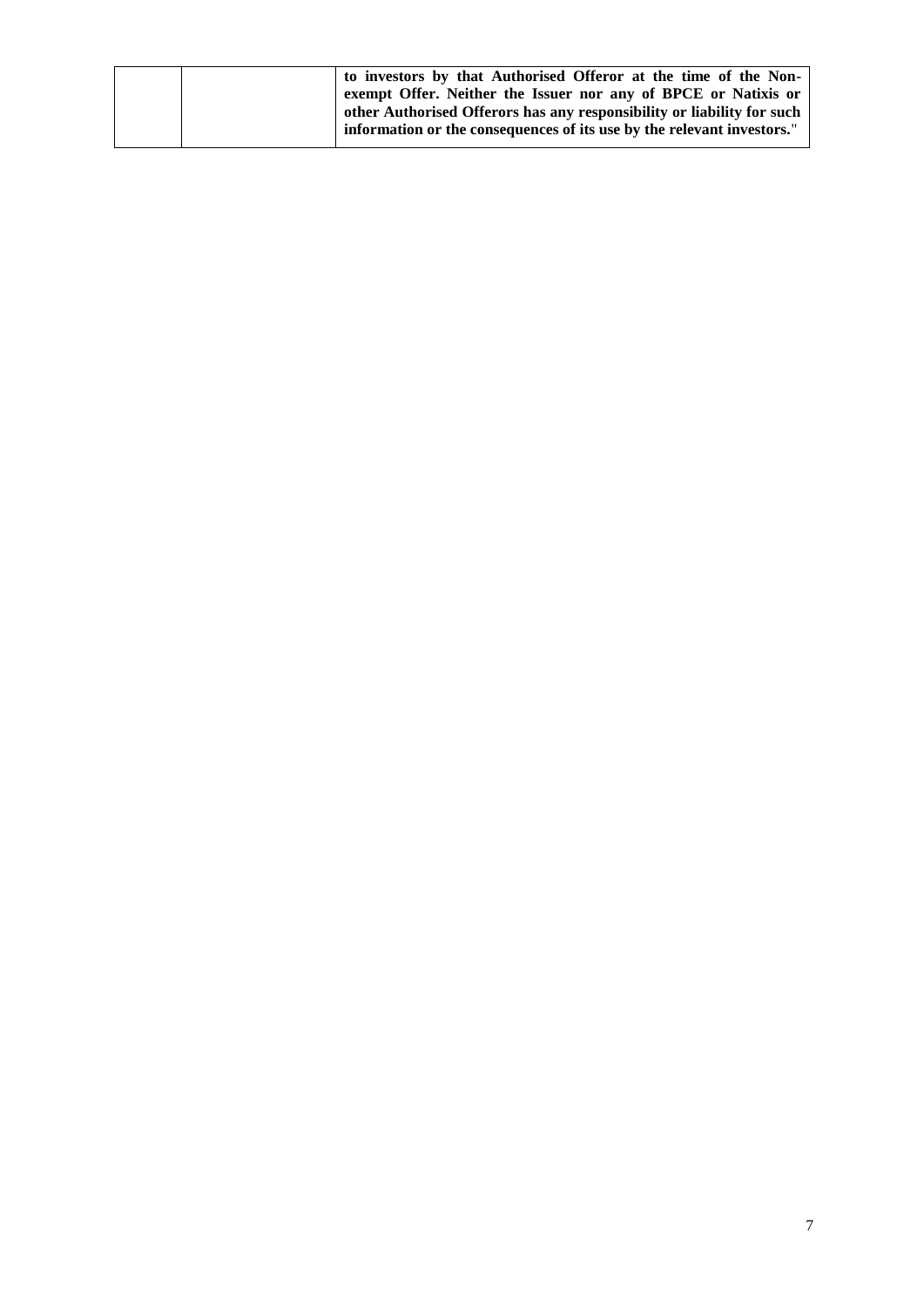| | | |
|---|---|---|
| | | **to investors by that Authorised Offeror at the time of the Non-exempt Offer. Neither the Issuer nor any of BPCE or Natixis or other Authorised Offerors has any responsibility or liability for such information or the consequences of its use by the relevant investors.**" |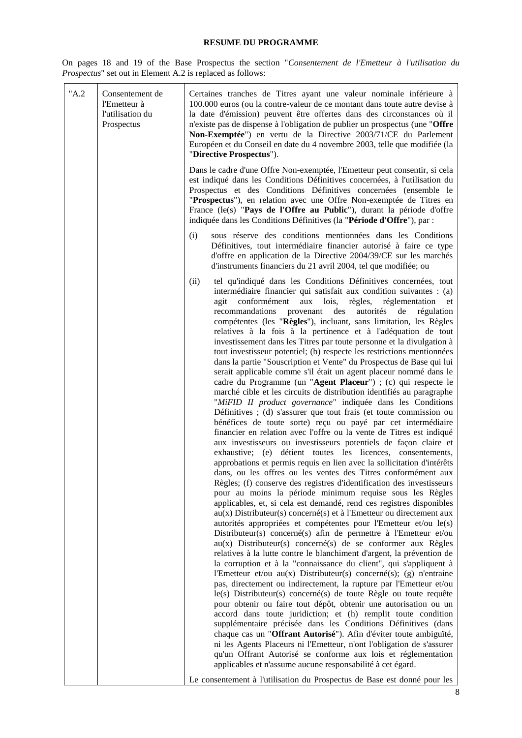**RESUME DU PROGRAMME**

On pages 18 and 19 of the Base Prospectus the section "*Consentement de l'Emetteur à l'utilisation du Prospectus*" set out in Element A.2 is replaced as follows:

| | | |
|---|---|---|
| "A.2 | Consentement de l'Emetteur à l'utilisation du Prospectus | Certaines tranches de Titres ayant une valeur nominale inférieure à 100.000 euros (ou la contre-valeur de ce montant dans toute autre devise à la date d'émission) peuvent être offertes dans des circonstances où il n'existe pas de dispense à l'obligation de publier un prospectus (une "**Offre Non-Exemptée**") en vertu de la Directive 2003/71/CE du Parlement Européen et du Conseil en date du 4 novembre 2003, telle que modifiée (la "**Directive Prospectus**").<br><br>Dans le cadre d'une Offre Non-exemptée, l'Emetteur peut consentir, si cela est indiqué dans les Conditions Définitives concernées, à l'utilisation du Prospectus et des Conditions Définitives concernées (ensemble le "**Prospectus**"), en relation avec une Offre Non-exemptée de Titres en France (le(s) "**Pays de l'Offre au Public**"), durant la période d'offre indiquée dans les Conditions Définitives (la "**Période d'Offre**"), par :<br><br>(i) sous réserve des conditions mentionnées dans les Conditions Définitives, tout intermédiaire financier autorisé à faire ce type d'offre en application de la Directive 2004/39/CE sur les marchés d'instruments financiers du 21 avril 2004, tel que modifiée; ou<br><br>(ii) tel qu'indiqué dans les Conditions Définitives concernées, tout intermédiaire financier qui satisfait aux condition suivantes : (a) agit conformément aux lois, règles, réglementation et recommandations provenant des autorités de régulation compétentes (les "**Règles**"), incluant, sans limitation, les Règles relatives à la fois à la pertinence et à l'adéquation de tout investissement dans les Titres par toute personne et la divulgation à tout investisseur potentiel; (b) respecte les restrictions mentionnées dans la partie "Souscription et Vente" du Prospectus de Base qui lui serait applicable comme s'il était un agent placeur nommé dans le cadre du Programme (un "**Agent Placeur**") ; (c) qui respecte le marché cible et les circuits de distribution identifiés au paragraphe "*MiFID II product governance*" indiquée dans les Conditions Définitives ; (d) s'assurer que tout frais (et toute commission ou bénéfices de toute sorte) reçu ou payé par cet intermédiaire financier en relation avec l'offre ou la vente de Titres est indiqué aux investisseurs ou investisseurs potentiels de façon claire et exhaustive; (e) détient toutes les licences, consentements, approbations et permis requis en lien avec la sollicitation d'intérêts dans, ou les offres ou les ventes des Titres conformément aux Règles; (f) conserve des registres d'identification des investisseurs pour au moins la période minimum requise sous les Règles applicables, et, si cela est demandé, rend ces registres disponibles au(x) Distributeur(s) concerné(s) et à l'Emetteur ou directement aux autorités appropriées et compétentes pour l'Emetteur et/ou le(s) Distributeur(s) concerné(s) afin de permettre à l'Emetteur et/ou au(x) Distributeur(s) concerné(s) de se conformer aux Règles relatives à la lutte contre le blanchiment d'argent, la prévention de la corruption et à la "connaissance du client", qui s'appliquent à l'Emetteur et/ou au(x) Distributeur(s) concerné(s); (g) n'entraine pas, directement ou indirectement, la rupture par l'Emetteur et/ou le(s) Distributeur(s) concerné(s) de toute Règle ou toute requête pour obtenir ou faire tout dépôt, obtenir une autorisation ou un accord dans toute juridiction; et (h) remplit toute condition supplémentaire précisée dans les Conditions Définitives (dans chaque cas un "**Offrant Autorisé**"). Afin d'éviter toute ambiguïté, ni les Agents Placeurs ni l'Emetteur, n'ont l'obligation de s'assurer qu'un Offrant Autorisé se conforme aux lois et réglementation applicables et n'assume aucune responsabilité à cet égard.<br><br>Le consentement à l'utilisation du Prospectus de Base est donné pour les |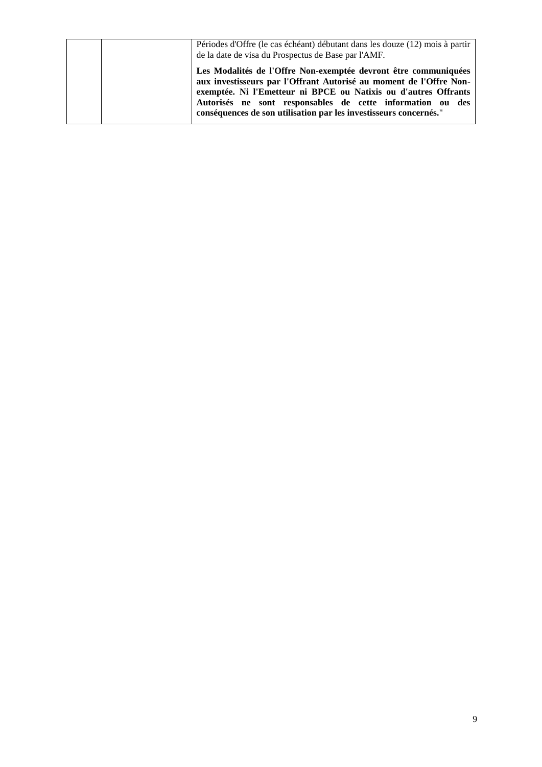| | | Périodes d'Offre (le cas échéant) débutant dans les douze (12) mois à partir de la date de visa du Prospectus de Base par l'AMF.<br><br>**Les Modalités de l'Offre Non-exemptée devront être communiquées aux investisseurs par l'Offrant Autorisé au moment de l'Offre Non-exemptée. Ni l'Emetteur ni BPCE ou Natixis ou d'autres Offrants Autorisés ne sont responsables de cette information ou des conséquences de son utilisation par les investisseurs concernés.**" |
|---|---|---|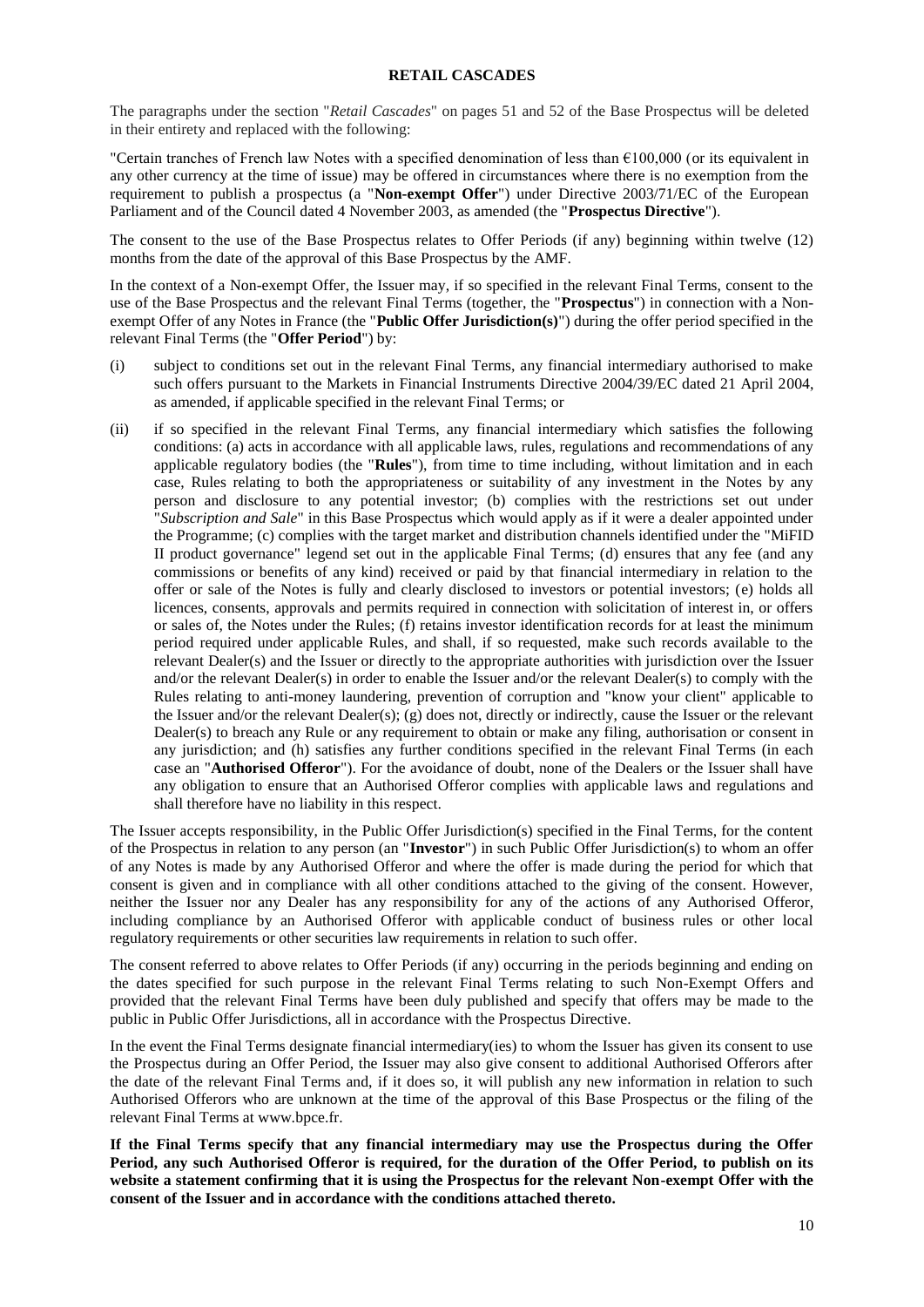## RETAIL CASCADES

The paragraphs under the section "*Retail Cascades*" on pages 51 and 52 of the Base Prospectus will be deleted in their entirety and replaced with the following:

"Certain tranches of French law Notes with a specified denomination of less than €100,000 (or its equivalent in any other currency at the time of issue) may be offered in circumstances where there is no exemption from the requirement to publish a prospectus (a "**Non-exempt Offer**") under Directive 2003/71/EC of the European Parliament and of the Council dated 4 November 2003, as amended (the "**Prospectus Directive**").

The consent to the use of the Base Prospectus relates to Offer Periods (if any) beginning within twelve (12) months from the date of the approval of this Base Prospectus by the AMF.

In the context of a Non-exempt Offer, the Issuer may, if so specified in the relevant Final Terms, consent to the use of the Base Prospectus and the relevant Final Terms (together, the "**Prospectus**") in connection with a Non-exempt Offer of any Notes in France (the "**Public Offer Jurisdiction(s)**") during the offer period specified in the relevant Final Terms (the "**Offer Period**") by:

(i) subject to conditions set out in the relevant Final Terms, any financial intermediary authorised to make such offers pursuant to the Markets in Financial Instruments Directive 2004/39/EC dated 21 April 2004, as amended, if applicable specified in the relevant Final Terms; or

(ii) if so specified in the relevant Final Terms, any financial intermediary which satisfies the following conditions: (a) acts in accordance with all applicable laws, rules, regulations and recommendations of any applicable regulatory bodies (the "**Rules**"), from time to time including, without limitation and in each case, Rules relating to both the appropriateness or suitability of any investment in the Notes by any person and disclosure to any potential investor; (b) complies with the restrictions set out under "*Subscription and Sale*" in this Base Prospectus which would apply as if it were a dealer appointed under the Programme; (c) complies with the target market and distribution channels identified under the "MiFID II product governance" legend set out in the applicable Final Terms; (d) ensures that any fee (and any commissions or benefits of any kind) received or paid by that financial intermediary in relation to the offer or sale of the Notes is fully and clearly disclosed to investors or potential investors; (e) holds all licences, consents, approvals and permits required in connection with solicitation of interest in, or offers or sales of, the Notes under the Rules; (f) retains investor identification records for at least the minimum period required under applicable Rules, and shall, if so requested, make such records available to the relevant Dealer(s) and the Issuer or directly to the appropriate authorities with jurisdiction over the Issuer and/or the relevant Dealer(s) in order to enable the Issuer and/or the relevant Dealer(s) to comply with the Rules relating to anti-money laundering, prevention of corruption and "know your client" applicable to the Issuer and/or the relevant Dealer(s); (g) does not, directly or indirectly, cause the Issuer or the relevant Dealer(s) to breach any Rule or any requirement to obtain or make any filing, authorisation or consent in any jurisdiction; and (h) satisfies any further conditions specified in the relevant Final Terms (in each case an "**Authorised Offeror**"). For the avoidance of doubt, none of the Dealers or the Issuer shall have any obligation to ensure that an Authorised Offeror complies with applicable laws and regulations and shall therefore have no liability in this respect.

The Issuer accepts responsibility, in the Public Offer Jurisdiction(s) specified in the Final Terms, for the content of the Prospectus in relation to any person (an "**Investor**") in such Public Offer Jurisdiction(s) to whom an offer of any Notes is made by any Authorised Offeror and where the offer is made during the period for which that consent is given and in compliance with all other conditions attached to the giving of the consent. However, neither the Issuer nor any Dealer has any responsibility for any of the actions of any Authorised Offeror, including compliance by an Authorised Offeror with applicable conduct of business rules or other local regulatory requirements or other securities law requirements in relation to such offer.

The consent referred to above relates to Offer Periods (if any) occurring in the periods beginning and ending on the dates specified for such purpose in the relevant Final Terms relating to such Non-Exempt Offers and provided that the relevant Final Terms have been duly published and specify that offers may be made to the public in Public Offer Jurisdictions, all in accordance with the Prospectus Directive.

In the event the Final Terms designate financial intermediary(ies) to whom the Issuer has given its consent to use the Prospectus during an Offer Period, the Issuer may also give consent to additional Authorised Offerors after the date of the relevant Final Terms and, if it does so, it will publish any new information in relation to such Authorised Offerors who are unknown at the time of the approval of this Base Prospectus or the filing of the relevant Final Terms at www.bpce.fr.

**If the Final Terms specify that any financial intermediary may use the Prospectus during the Offer Period, any such Authorised Offeror is required, for the duration of the Offer Period, to publish on its website a statement confirming that it is using the Prospectus for the relevant Non-exempt Offer with the consent of the Issuer and in accordance with the conditions attached thereto.**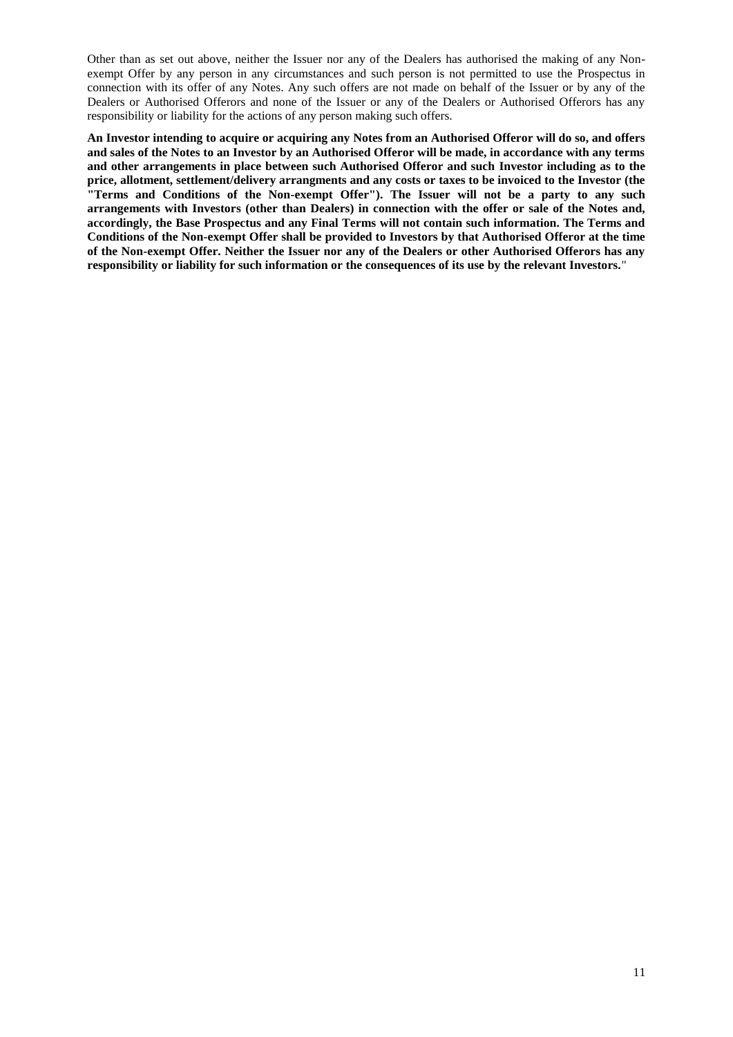Other than as set out above, neither the Issuer nor any of the Dealers has authorised the making of any Non-exempt Offer by any person in any circumstances and such person is not permitted to use the Prospectus in connection with its offer of any Notes. Any such offers are not made on behalf of the Issuer or by any of the Dealers or Authorised Offerors and none of the Issuer or any of the Dealers or Authorised Offerors has any responsibility or liability for the actions of any person making such offers.

**An Investor intending to acquire or acquiring any Notes from an Authorised Offeror will do so, and offers and sales of the Notes to an Investor by an Authorised Offeror will be made, in accordance with any terms and other arrangements in place between such Authorised Offeror and such Investor including as to the price, allotment, settlement/delivery arrangments and any costs or taxes to be invoiced to the Investor (the "Terms and Conditions of the Non-exempt Offer"). The Issuer will not be a party to any such arrangements with Investors (other than Dealers) in connection with the offer or sale of the Notes and, accordingly, the Base Prospectus and any Final Terms will not contain such information. The Terms and Conditions of the Non-exempt Offer shall be provided to Investors by that Authorised Offeror at the time of the Non-exempt Offer. Neither the Issuer nor any of the Dealers or other Authorised Offerors has any responsibility or liability for such information or the consequences of its use by the relevant Investors.**"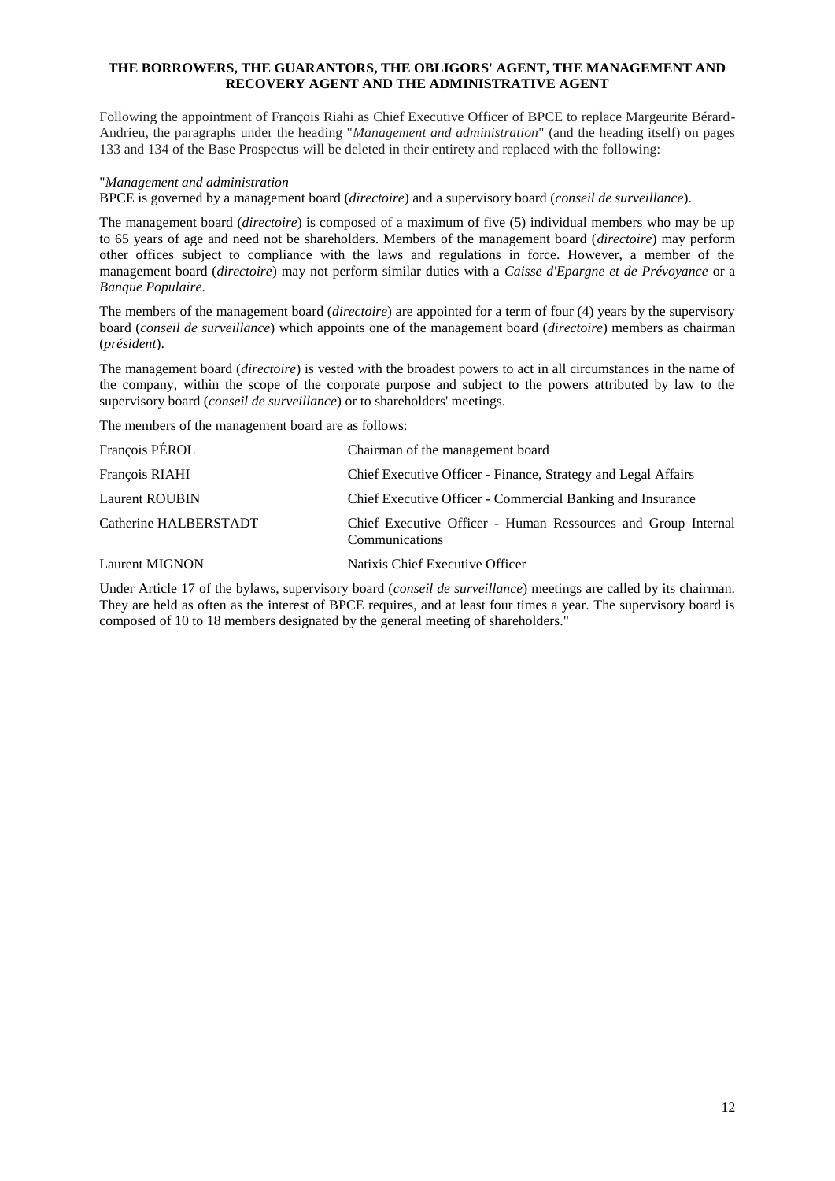**THE BORROWERS, THE GUARANTORS, THE OBLIGORS' AGENT, THE MANAGEMENT AND RECOVERY AGENT AND THE ADMINISTRATIVE AGENT**

Following the appointment of François Riahi as Chief Executive Officer of BPCE to replace Margeurite Bérard-Andrieu, the paragraphs under the heading "*Management and administration*" (and the heading itself) on pages 133 and 134 of the Base Prospectus will be deleted in their entirety and replaced with the following:

"*Management and administration*
BPCE is governed by a management board (*directoire*) and a supervisory board (*conseil de surveillance*).

The management board (*directoire*) is composed of a maximum of five (5) individual members who may be up to 65 years of age and need not be shareholders. Members of the management board (*directoire*) may perform other offices subject to compliance with the laws and regulations in force. However, a member of the management board (*directoire*) may not perform similar duties with a *Caisse d'Epargne et de Prévoyance* or a *Banque Populaire*.

The members of the management board (*directoire*) are appointed for a term of four (4) years by the supervisory board (*conseil de surveillance*) which appoints one of the management board (*directoire*) members as chairman (*président*).

The management board (*directoire*) is vested with the broadest powers to act in all circumstances in the name of the company, within the scope of the corporate purpose and subject to the powers attributed by law to the supervisory board (*conseil de surveillance*) or to shareholders' meetings.

The members of the management board are as follows:

| | |
|---|---|
| François PÉROL | Chairman of the management board |
| François RIAHI | Chief Executive Officer - Finance, Strategy and Legal Affairs |
| Laurent ROUBIN | Chief Executive Officer - Commercial Banking and Insurance |
| Catherine HALBERSTADT | Chief Executive Officer - Human Ressources and Group Internal Communications |
| Laurent MIGNON | Natixis Chief Executive Officer |

Under Article 17 of the bylaws, supervisory board (*conseil de surveillance*) meetings are called by its chairman. They are held as often as the interest of BPCE requires, and at least four times a year. The supervisory board is composed of 10 to 18 members designated by the general meeting of shareholders."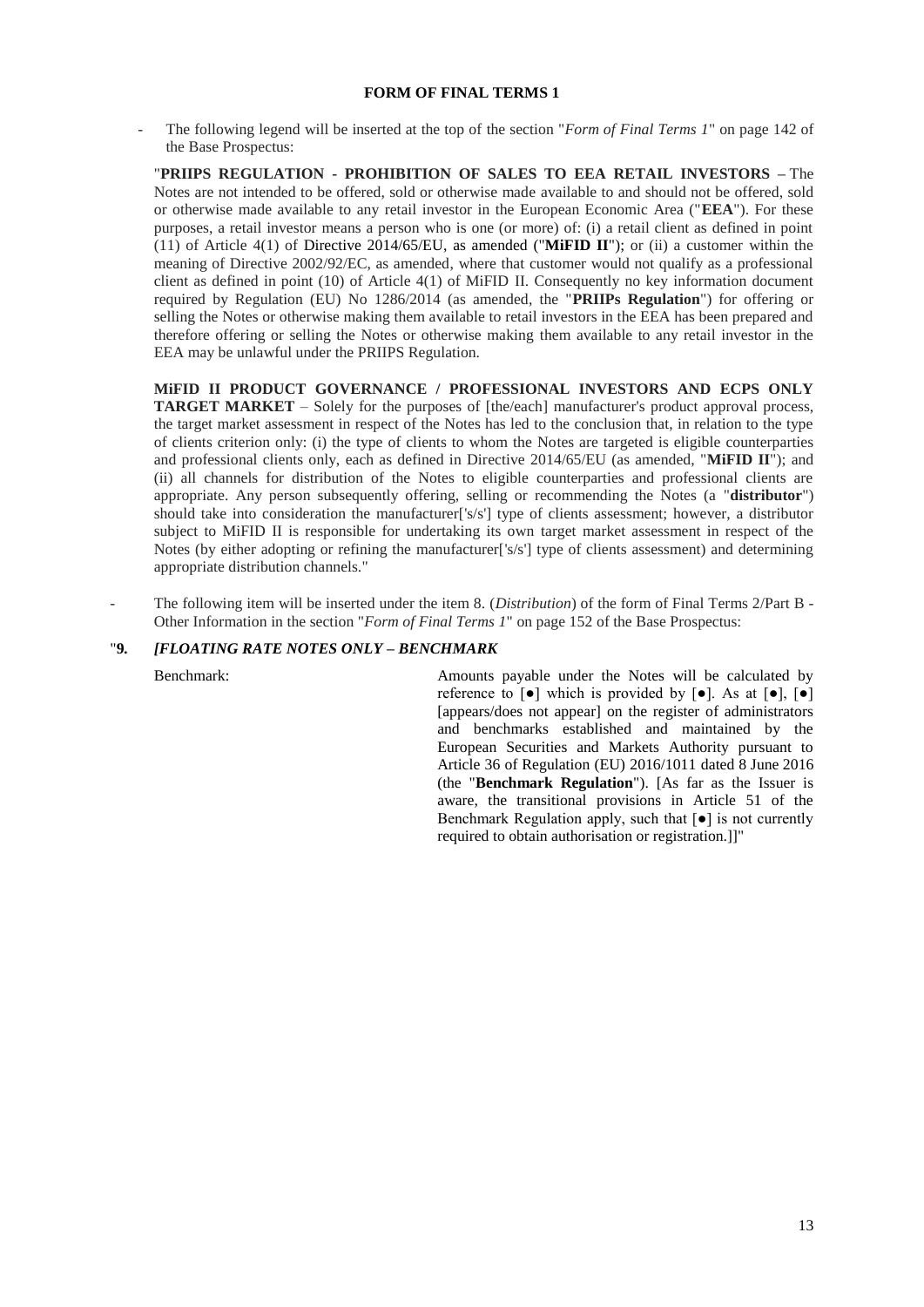# FORM OF FINAL TERMS 1

- The following legend will be inserted at the top of the section "*Form of Final Terms 1*" on page 142 of the Base Prospectus:

"**PRIIPS REGULATION - PROHIBITION OF SALES TO EEA RETAIL INVESTORS –** The Notes are not intended to be offered, sold or otherwise made available to and should not be offered, sold or otherwise made available to any retail investor in the European Economic Area ("**EEA**"). For these purposes, a retail investor means a person who is one (or more) of: (i) a retail client as defined in point (11) of Article 4(1) of Directive 2014/65/EU, as amended ("**MiFID II**"); or (ii) a customer within the meaning of Directive 2002/92/EC, as amended, where that customer would not qualify as a professional client as defined in point (10) of Article 4(1) of MiFID II. Consequently no key information document required by Regulation (EU) No 1286/2014 (as amended, the "**PRIIPs Regulation**") for offering or selling the Notes or otherwise making them available to retail investors in the EEA has been prepared and therefore offering or selling the Notes or otherwise making them available to any retail investor in the EEA may be unlawful under the PRIIPS Regulation.

**MiFID II PRODUCT GOVERNANCE / PROFESSIONAL INVESTORS AND ECPS ONLY TARGET MARKET** – Solely for the purposes of [the/each] manufacturer's product approval process, the target market assessment in respect of the Notes has led to the conclusion that, in relation to the type of clients criterion only: (i) the type of clients to whom the Notes are targeted is eligible counterparties and professional clients only, each as defined in Directive 2014/65/EU (as amended, "**MiFID II**"); and (ii) all channels for distribution of the Notes to eligible counterparties and professional clients are appropriate. Any person subsequently offering, selling or recommending the Notes (a "**distributor**") should take into consideration the manufacturer['s/s'] type of clients assessment; however, a distributor subject to MiFID II is responsible for undertaking its own target market assessment in respect of the Notes (by either adopting or refining the manufacturer['s/s'] type of clients assessment) and determining appropriate distribution channels."

- The following item will be inserted under the item 8. (*Distribution*) of the form of Final Terms 2/Part B - Other Information in the section "*Form of Final Terms 1*" on page 152 of the Base Prospectus:

"**9.** ***[FLOATING RATE NOTES ONLY – BENCHMARK***

| | |
|---|---|
| Benchmark: | Amounts payable under the Notes will be calculated by reference to [●] which is provided by [●]. As at [●], [●] [appears/does not appear] on the register of administrators and benchmarks established and maintained by the European Securities and Markets Authority pursuant to Article 36 of Regulation (EU) 2016/1011 dated 8 June 2016 (the "**Benchmark Regulation**"). [As far as the Issuer is aware, the transitional provisions in Article 51 of the Benchmark Regulation apply, such that [●] is not currently required to obtain authorisation or registration.]]" |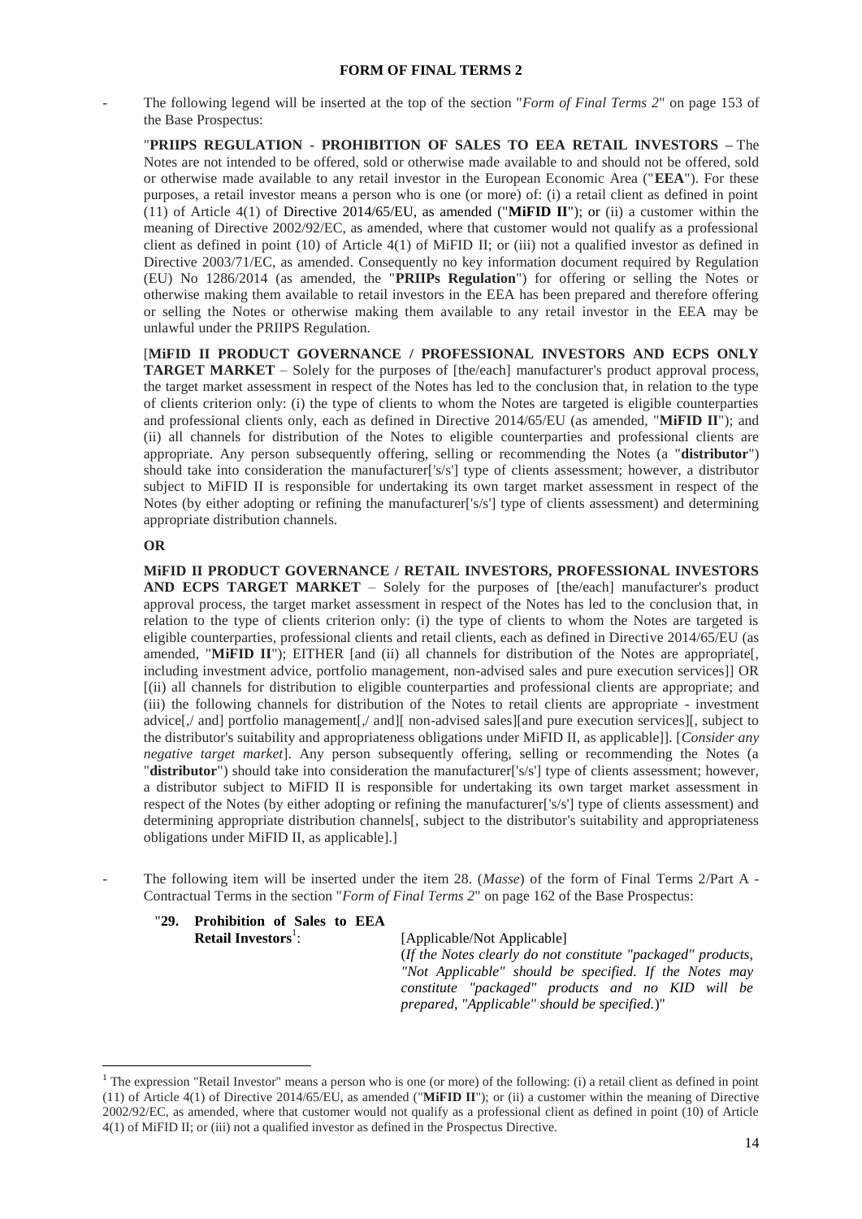## FORM OF FINAL TERMS 2

- The following legend will be inserted at the top of the section "*Form of Final Terms 2*" on page 153 of the Base Prospectus:

"**PRIIPS REGULATION - PROHIBITION OF SALES TO EEA RETAIL INVESTORS –** The Notes are not intended to be offered, sold or otherwise made available to and should not be offered, sold or otherwise made available to any retail investor in the European Economic Area ("**EEA**"). For these purposes, a retail investor means a person who is one (or more) of: (i) a retail client as defined in point (11) of Article 4(1) of Directive 2014/65/EU, as amended ("**MiFID II**"); or (ii) a customer within the meaning of Directive 2002/92/EC, as amended, where that customer would not qualify as a professional client as defined in point (10) of Article 4(1) of MiFID II; or (iii) not a qualified investor as defined in Directive 2003/71/EC, as amended. Consequently no key information document required by Regulation (EU) No 1286/2014 (as amended, the "**PRIIPs Regulation**") for offering or selling the Notes or otherwise making them available to retail investors in the EEA has been prepared and therefore offering or selling the Notes or otherwise making them available to any retail investor in the EEA may be unlawful under the PRIIPS Regulation.

[**MiFID II PRODUCT GOVERNANCE / PROFESSIONAL INVESTORS AND ECPS ONLY TARGET MARKET** – Solely for the purposes of [the/each] manufacturer's product approval process, the target market assessment in respect of the Notes has led to the conclusion that, in relation to the type of clients criterion only: (i) the type of clients to whom the Notes are targeted is eligible counterparties and professional clients only, each as defined in Directive 2014/65/EU (as amended, "**MiFID II**"); and (ii) all channels for distribution of the Notes to eligible counterparties and professional clients are appropriate. Any person subsequently offering, selling or recommending the Notes (a "**distributor**") should take into consideration the manufacturer['s/s'] type of clients assessment; however, a distributor subject to MiFID II is responsible for undertaking its own target market assessment in respect of the Notes (by either adopting or refining the manufacturer['s/s'] type of clients assessment) and determining appropriate distribution channels.

**OR**

**MiFID II PRODUCT GOVERNANCE / RETAIL INVESTORS, PROFESSIONAL INVESTORS AND ECPS TARGET MARKET** – Solely for the purposes of [the/each] manufacturer's product approval process, the target market assessment in respect of the Notes has led to the conclusion that, in relation to the type of clients criterion only: (i) the type of clients to whom the Notes are targeted is eligible counterparties, professional clients and retail clients, each as defined in Directive 2014/65/EU (as amended, "**MiFID II**"); EITHER [and (ii) all channels for distribution of the Notes are appropriate[, including investment advice, portfolio management, non-advised sales and pure execution services]] OR [(ii) all channels for distribution to eligible counterparties and professional clients are appropriate; and (iii) the following channels for distribution of the Notes to retail clients are appropriate - investment advice[,/ and] portfolio management[,/ and][ non-advised sales][and pure execution services][, subject to the distributor's suitability and appropriateness obligations under MiFID II, as applicable]]. [*Consider any negative target market*]. Any person subsequently offering, selling or recommending the Notes (a "**distributor**") should take into consideration the manufacturer['s/s'] type of clients assessment; however, a distributor subject to MiFID II is responsible for undertaking its own target market assessment in respect of the Notes (by either adopting or refining the manufacturer['s/s'] type of clients assessment) and determining appropriate distribution channels[, subject to the distributor's suitability and appropriateness obligations under MiFID II, as applicable].]

- The following item will be inserted under the item 28. (*Masse*) of the form of Final Terms 2/Part A - Contractual Terms in the section "*Form of Final Terms 2*" on page 162 of the Base Prospectus:

| "**29. Prohibition of Sales to EEA Retail Investors**[1]: | [Applicable/Not Applicable] (*If the Notes clearly do not constitute "packaged" products, "Not Applicable" should be specified. If the Notes may constitute "packaged" products and no KID will be prepared, "Applicable" should be specified.*)" |
|---|---|

[1] The expression "Retail Investor" means a person who is one (or more) of the following: (i) a retail client as defined in point (11) of Article 4(1) of Directive 2014/65/EU, as amended ("**MiFID II**"); or (ii) a customer within the meaning of Directive 2002/92/EC, as amended, where that customer would not qualify as a professional client as defined in point (10) of Article 4(1) of MiFID II; or (iii) not a qualified investor as defined in the Prospectus Directive.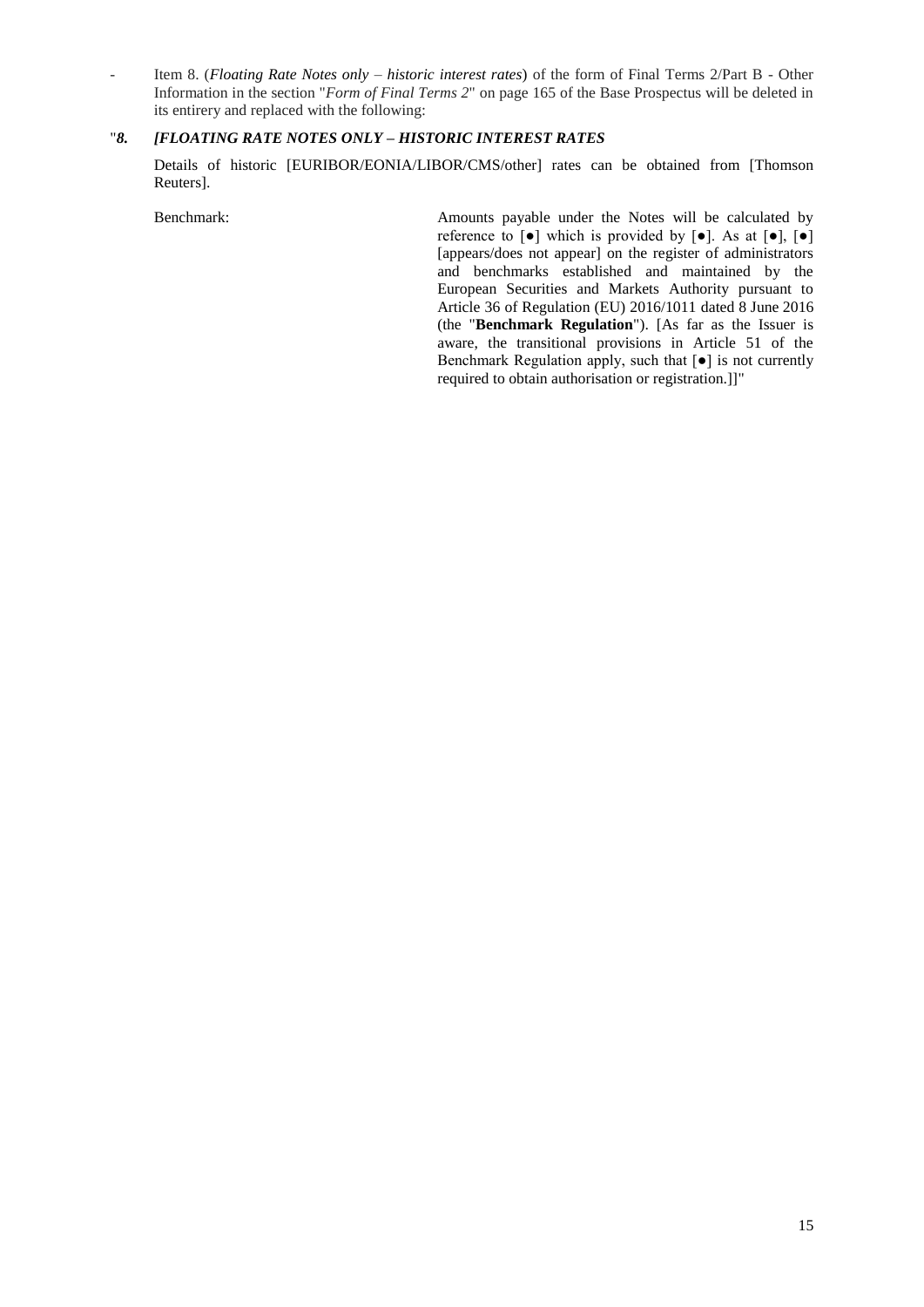- Item 8. (*Floating Rate Notes only – historic interest rates*) of the form of Final Terms 2/Part B - Other Information in the section "*Form of Final Terms 2*" on page 165 of the Base Prospectus will be deleted in its entirery and replaced with the following:

"***8. [FLOATING RATE NOTES ONLY – HISTORIC INTEREST RATES***

Details of historic [EURIBOR/EONIA/LIBOR/CMS/other] rates can be obtained from [Thomson Reuters].

| | |
|---|---|
| Benchmark: | Amounts payable under the Notes will be calculated by reference to [●] which is provided by [●]. As at [●], [●] [appears/does not appear] on the register of administrators and benchmarks established and maintained by the European Securities and Markets Authority pursuant to Article 36 of Regulation (EU) 2016/1011 dated 8 June 2016 (the "**Benchmark Regulation**"). [As far as the Issuer is aware, the transitional provisions in Article 51 of the Benchmark Regulation apply, such that [●] is not currently required to obtain authorisation or registration.]]" |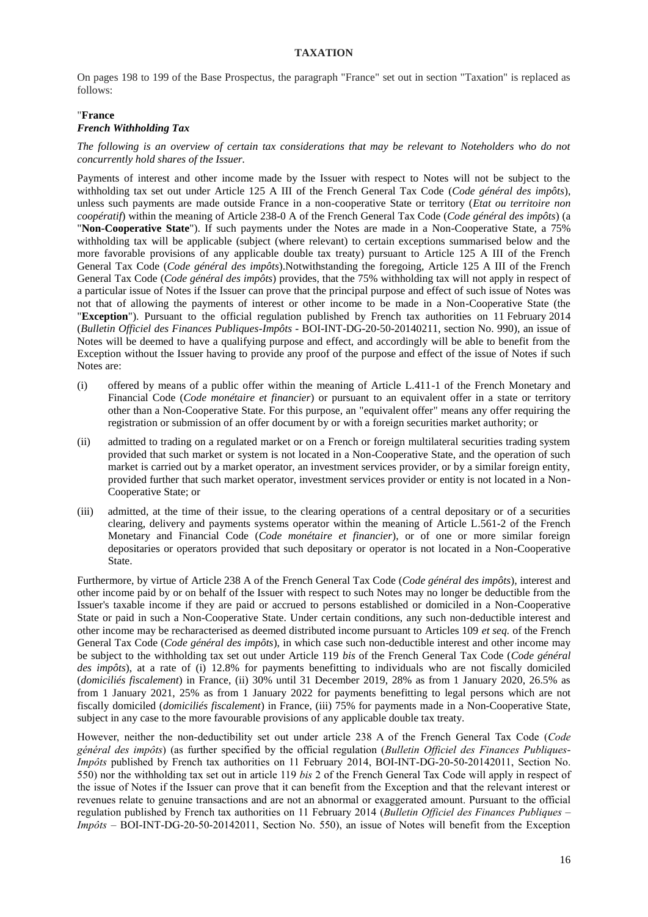## TAXATION

On pages 198 to 199 of the Base Prospectus, the paragraph "France" set out in section "Taxation" is replaced as follows:

"**France**

***French Withholding Tax***

*The following is an overview of certain tax considerations that may be relevant to Noteholders who do not concurrently hold shares of the Issuer.*

Payments of interest and other income made by the Issuer with respect to Notes will not be subject to the withholding tax set out under Article 125 A III of the French General Tax Code (*Code général des impôts*), unless such payments are made outside France in a non-cooperative State or territory (*Etat ou territoire non coopératif*) within the meaning of Article 238-0 A of the French General Tax Code (*Code général des impôts*) (a "**Non-Cooperative State**"). If such payments under the Notes are made in a Non-Cooperative State, a 75% withholding tax will be applicable (subject (where relevant) to certain exceptions summarised below and the more favorable provisions of any applicable double tax treaty) pursuant to Article 125 A III of the French General Tax Code (*Code général des impôts*).Notwithstanding the foregoing, Article 125 A III of the French General Tax Code (*Code général des impôts*) provides, that the 75% withholding tax will not apply in respect of a particular issue of Notes if the Issuer can prove that the principal purpose and effect of such issue of Notes was not that of allowing the payments of interest or other income to be made in a Non-Cooperative State (the "**Exception**"). Pursuant to the official regulation published by French tax authorities on 11 February 2014 (*Bulletin Officiel des Finances Publiques-Impôts* - BOI-INT-DG-20-50-20140211, section No. 990), an issue of Notes will be deemed to have a qualifying purpose and effect, and accordingly will be able to benefit from the Exception without the Issuer having to provide any proof of the purpose and effect of the issue of Notes if such Notes are:

(i) offered by means of a public offer within the meaning of Article L.411-1 of the French Monetary and Financial Code (*Code monétaire et financier*) or pursuant to an equivalent offer in a state or territory other than a Non-Cooperative State. For this purpose, an "equivalent offer" means any offer requiring the registration or submission of an offer document by or with a foreign securities market authority; or

(ii) admitted to trading on a regulated market or on a French or foreign multilateral securities trading system provided that such market or system is not located in a Non-Cooperative State, and the operation of such market is carried out by a market operator, an investment services provider, or by a similar foreign entity, provided further that such market operator, investment services provider or entity is not located in a Non-Cooperative State; or

(iii) admitted, at the time of their issue, to the clearing operations of a central depositary or of a securities clearing, delivery and payments systems operator within the meaning of Article L.561-2 of the French Monetary and Financial Code (*Code monétaire et financier*), or of one or more similar foreign depositaries or operators provided that such depositary or operator is not located in a Non-Cooperative State.

Furthermore, by virtue of Article 238 A of the French General Tax Code (*Code général des impôts*), interest and other income paid by or on behalf of the Issuer with respect to such Notes may no longer be deductible from the Issuer's taxable income if they are paid or accrued to persons established or domiciled in a Non-Cooperative State or paid in such a Non-Cooperative State. Under certain conditions, any such non-deductible interest and other income may be recharacterised as deemed distributed income pursuant to Articles 109 *et seq.* of the French General Tax Code (*Code général des impôts*), in which case such non-deductible interest and other income may be subject to the withholding tax set out under Article 119 *bis* of the French General Tax Code (*Code général des impôts*), at a rate of (i) 12.8% for payments benefitting to individuals who are not fiscally domiciled (*domiciliés fiscalement*) in France, (ii) 30% until 31 December 2019, 28% as from 1 January 2020, 26.5% as from 1 January 2021, 25% as from 1 January 2022 for payments benefitting to legal persons which are not fiscally domiciled (*domiciliés fiscalement*) in France, (iii) 75% for payments made in a Non-Cooperative State, subject in any case to the more favourable provisions of any applicable double tax treaty.

However, neither the non-deductibility set out under article 238 A of the French General Tax Code (*Code général des impôts*) (as further specified by the official regulation (*Bulletin Officiel des Finances Publiques-Impôts* published by French tax authorities on 11 February 2014, BOI-INT-DG-20-50-20142011, Section No. 550) nor the withholding tax set out in article 119 *bis* 2 of the French General Tax Code will apply in respect of the issue of Notes if the Issuer can prove that it can benefit from the Exception and that the relevant interest or revenues relate to genuine transactions and are not an abnormal or exaggerated amount. Pursuant to the official regulation published by French tax authorities on 11 February 2014 (*Bulletin Officiel des Finances Publiques – Impôts* – BOI-INT-DG-20-50-20142011, Section No. 550), an issue of Notes will benefit from the Exception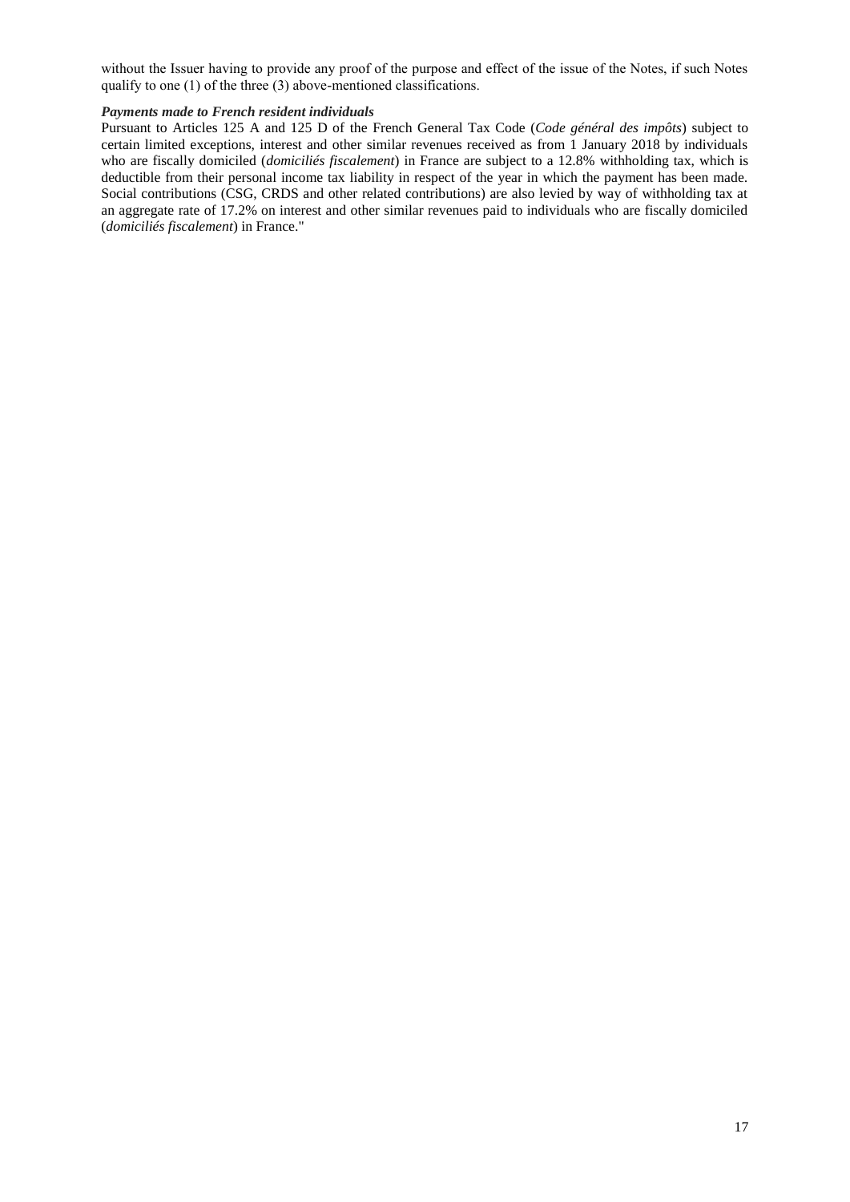without the Issuer having to provide any proof of the purpose and effect of the issue of the Notes, if such Notes qualify to one (1) of the three (3) above-mentioned classifications.

***Payments made to French resident individuals***

Pursuant to Articles 125 A and 125 D of the French General Tax Code (*Code général des impôts*) subject to certain limited exceptions, interest and other similar revenues received as from 1 January 2018 by individuals who are fiscally domiciled (*domiciliés fiscalement*) in France are subject to a 12.8% withholding tax, which is deductible from their personal income tax liability in respect of the year in which the payment has been made. Social contributions (CSG, CRDS and other related contributions) are also levied by way of withholding tax at an aggregate rate of 17.2% on interest and other similar revenues paid to individuals who are fiscally domiciled (*domiciliés fiscalement*) in France."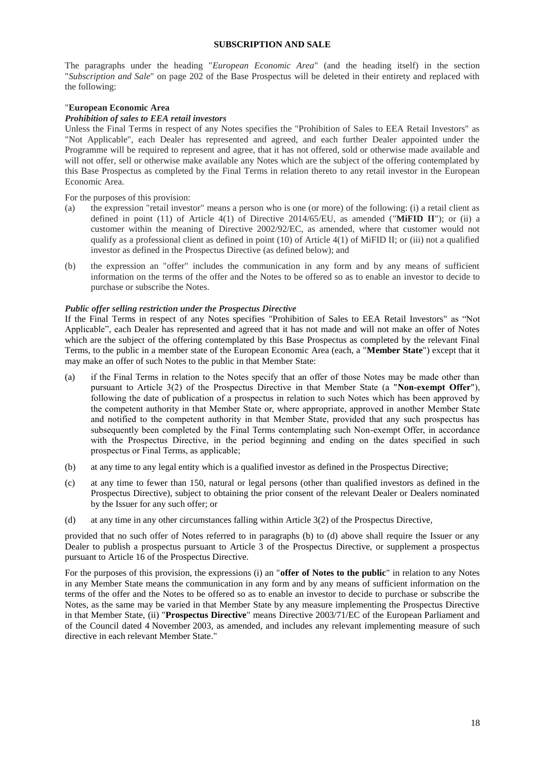## SUBSCRIPTION AND SALE

The paragraphs under the heading "*European Economic Area*" (and the heading itself) in the section "*Subscription and Sale*" on page 202 of the Base Prospectus will be deleted in their entirety and replaced with the following:

"**European Economic Area**

***Prohibition of sales to EEA retail investors***

Unless the Final Terms in respect of any Notes specifies the "Prohibition of Sales to EEA Retail Investors" as "Not Applicable", each Dealer has represented and agreed, and each further Dealer appointed under the Programme will be required to represent and agree, that it has not offered, sold or otherwise made available and will not offer, sell or otherwise make available any Notes which are the subject of the offering contemplated by this Base Prospectus as completed by the Final Terms in relation thereto to any retail investor in the European Economic Area.

For the purposes of this provision:

(a) the expression "retail investor" means a person who is one (or more) of the following: (i) a retail client as defined in point (11) of Article 4(1) of Directive 2014/65/EU, as amended ("**MiFID II**"); or (ii) a customer within the meaning of Directive 2002/92/EC, as amended, where that customer would not qualify as a professional client as defined in point (10) of Article 4(1) of MiFID II; or (iii) not a qualified investor as defined in the Prospectus Directive (as defined below); and

(b) the expression an "offer" includes the communication in any form and by any means of sufficient information on the terms of the offer and the Notes to be offered so as to enable an investor to decide to purchase or subscribe the Notes.

***Public offer selling restriction under the Prospectus Directive***

If the Final Terms in respect of any Notes specifies "Prohibition of Sales to EEA Retail Investors" as "Not Applicable", each Dealer has represented and agreed that it has not made and will not make an offer of Notes which are the subject of the offering contemplated by this Base Prospectus as completed by the relevant Final Terms, to the public in a member state of the European Economic Area (each, a "**Member State**") except that it may make an offer of such Notes to the public in that Member State:

(a) if the Final Terms in relation to the Notes specify that an offer of those Notes may be made other than pursuant to Article 3(2) of the Prospectus Directive in that Member State (a "**Non-exempt Offer**"), following the date of publication of a prospectus in relation to such Notes which has been approved by the competent authority in that Member State or, where appropriate, approved in another Member State and notified to the competent authority in that Member State, provided that any such prospectus has subsequently been completed by the Final Terms contemplating such Non-exempt Offer, in accordance with the Prospectus Directive, in the period beginning and ending on the dates specified in such prospectus or Final Terms, as applicable;

(b) at any time to any legal entity which is a qualified investor as defined in the Prospectus Directive;

(c) at any time to fewer than 150, natural or legal persons (other than qualified investors as defined in the Prospectus Directive), subject to obtaining the prior consent of the relevant Dealer or Dealers nominated by the Issuer for any such offer; or

(d) at any time in any other circumstances falling within Article 3(2) of the Prospectus Directive,

provided that no such offer of Notes referred to in paragraphs (b) to (d) above shall require the Issuer or any Dealer to publish a prospectus pursuant to Article 3 of the Prospectus Directive, or supplement a prospectus pursuant to Article 16 of the Prospectus Directive.

For the purposes of this provision, the expressions (i) an "**offer of Notes to the public**" in relation to any Notes in any Member State means the communication in any form and by any means of sufficient information on the terms of the offer and the Notes to be offered so as to enable an investor to decide to purchase or subscribe the Notes, as the same may be varied in that Member State by any measure implementing the Prospectus Directive in that Member State, (ii) "**Prospectus Directive**" means Directive 2003/71/EC of the European Parliament and of the Council dated 4 November 2003, as amended, and includes any relevant implementing measure of such directive in each relevant Member State."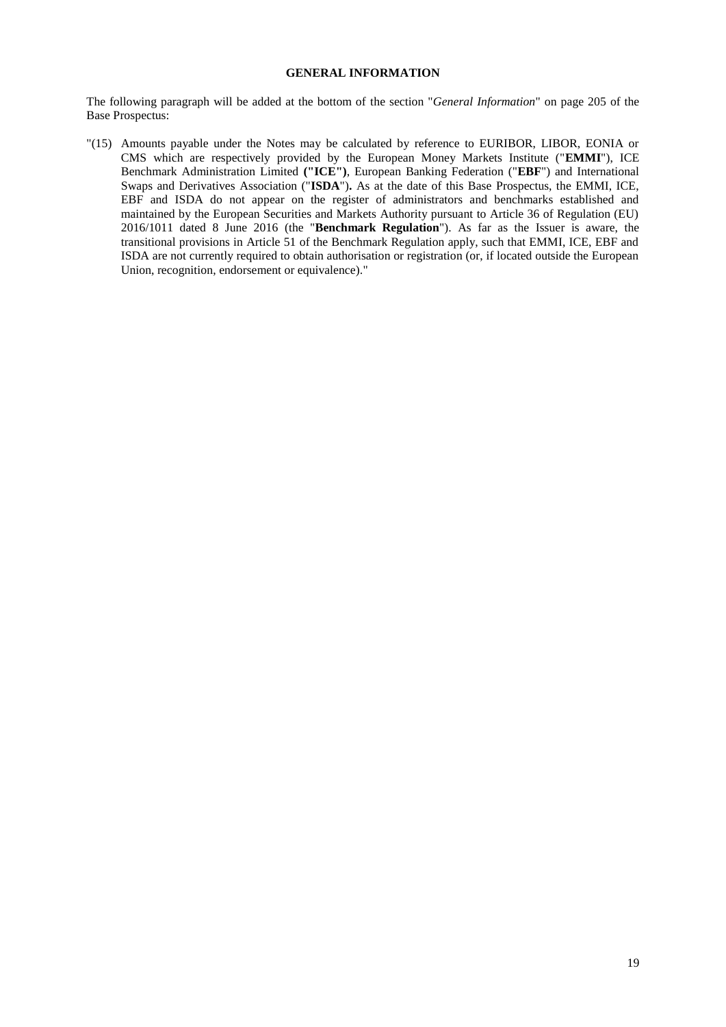## GENERAL INFORMATION

The following paragraph will be added at the bottom of the section "*General Information*" on page 205 of the Base Prospectus:

"(15) Amounts payable under the Notes may be calculated by reference to EURIBOR, LIBOR, EONIA or CMS which are respectively provided by the European Money Markets Institute ("**EMMI**"), ICE Benchmark Administration Limited **("ICE")**, European Banking Federation ("**EBF**") and International Swaps and Derivatives Association ("**ISDA**")**.** As at the date of this Base Prospectus, the EMMI, ICE, EBF and ISDA do not appear on the register of administrators and benchmarks established and maintained by the European Securities and Markets Authority pursuant to Article 36 of Regulation (EU) 2016/1011 dated 8 June 2016 (the "**Benchmark Regulation**"). As far as the Issuer is aware, the transitional provisions in Article 51 of the Benchmark Regulation apply, such that EMMI, ICE, EBF and ISDA are not currently required to obtain authorisation or registration (or, if located outside the European Union, recognition, endorsement or equivalence)."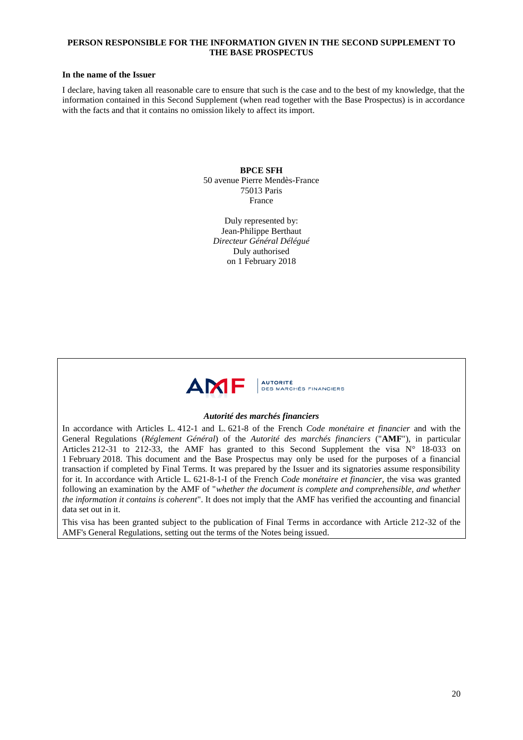**PERSON RESPONSIBLE FOR THE INFORMATION GIVEN IN THE SECOND SUPPLEMENT TO THE BASE PROSPECTUS**

**In the name of the Issuer**

I declare, having taken all reasonable care to ensure that such is the case and to the best of my knowledge, that the information contained in this Second Supplement (when read together with the Base Prospectus) is in accordance with the facts and that it contains no omission likely to affect its import.

**BPCE SFH**
50 avenue Pierre Mendès-France
75013 Paris
France

Duly represented by:
Jean-Philippe Berthaut
*Directeur Général Délégué*
Duly authorised
on 1 February 2018

AMF | AUTORITÉ DES MARCHÉS FINANCIERS

***Autorité des marchés financiers***

In accordance with Articles L. 412-1 and L. 621-8 of the French *Code monétaire et financier* and with the General Regulations (*Règlement Général*) of the *Autorité des marchés financiers* ("**AMF**"), in particular Articles 212-31 to 212-33, the AMF has granted to this Second Supplement the visa N° 18-033 on 1 February 2018. This document and the Base Prospectus may only be used for the purposes of a financial transaction if completed by Final Terms. It was prepared by the Issuer and its signatories assume responsibility for it. In accordance with Article L. 621-8-1-I of the French *Code monétaire et financier*, the visa was granted following an examination by the AMF of "*whether the document is complete and comprehensible, and whether the information it contains is coherent*". It does not imply that the AMF has verified the accounting and financial data set out in it.

This visa has been granted subject to the publication of Final Terms in accordance with Article 212-32 of the AMF's General Regulations, setting out the terms of the Notes being issued.